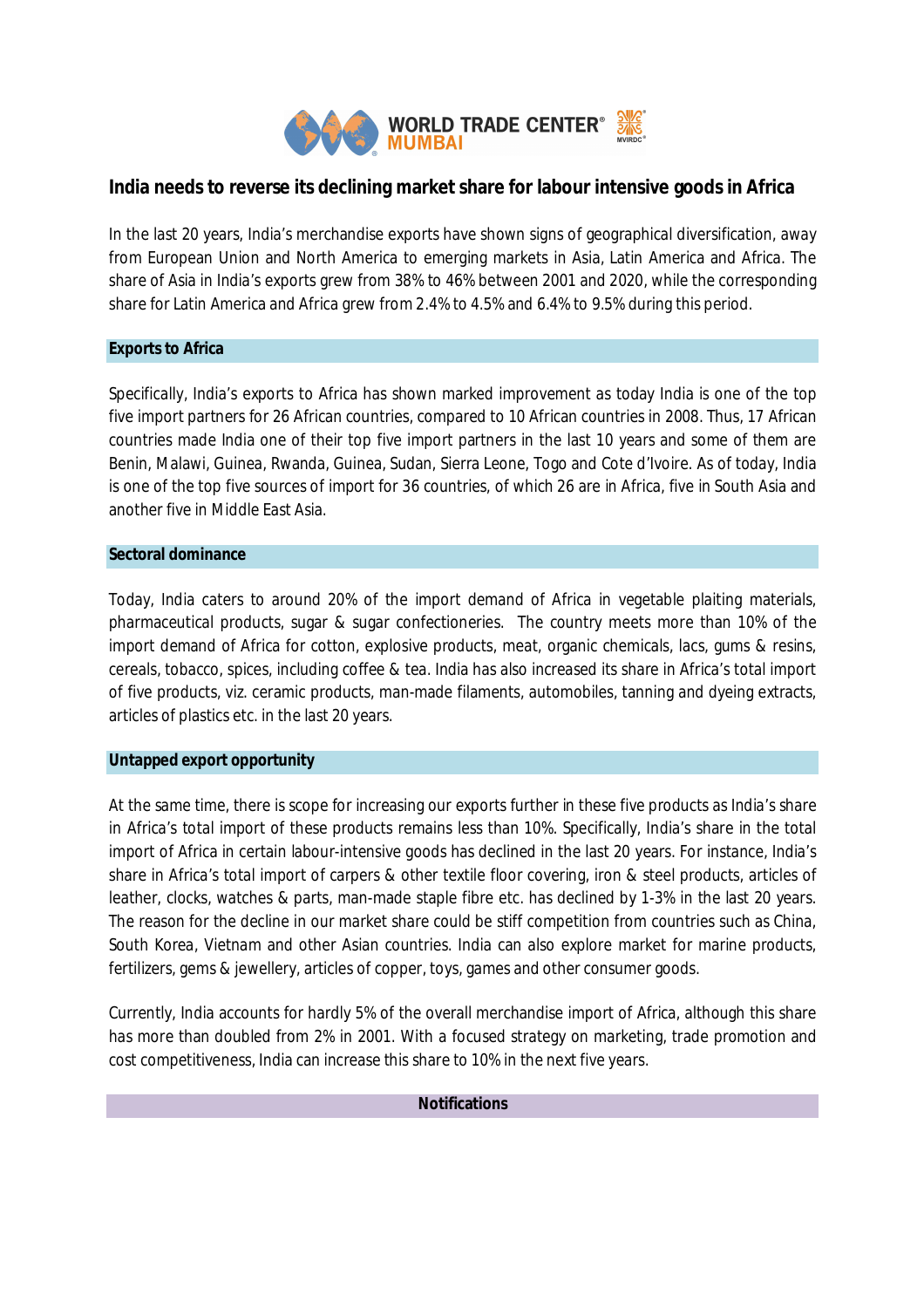# India needs to reverse its declining market share for labour intensive goods in Africa

In the last 20 years, India's merchandise exports have shown signs of geographical diversification, away from European Union and North America to emerging markets in Asia, Latin America and Africa. The share of Asia in India's exports grew from 38% to 46% between 2001 and 2020, while the corresponding share for Latin America and Africa grew from 2.4% to 4.5% and 6.4% to 9.5% during this period.

## Exports to Africa

Specifically, India's exports to Africa has shown marked improvement as today India is one of the top five import partners for 26 African countries, compared to 10 African countries in 2008. Thus, 17 African countries made India one of their top five import partners in the last 10 years and some of them are Benin, Malawi, Guinea, Rwanda, Guinea, Sudan, Sierra Leone, Togo and Cote d'Ivoire. As of today, India is one of the top five sources of import for 36 countries, of which 26 are in Africa, five in South Asia and another five in Middle East Asia.

## Sectoral dominance

Today, India caters to around 20% of the import demand of Africa in vegetable plaiting materials, pharmaceutical products, sugar & sugar confectioneries. The country meets more than 10% of the import demand of Africa for cotton, explosive products, meat, organic chemicals, lacs, gums & resins, cereals, tobacco, spices, including coffee & tea. India has also increased its share in Africa's total import of five products, viz. ceramic products, man-made filaments, automobiles, tanning and dyeing extracts, articles of plastics etc. in the last 20 years.

## Untapped export opportunity

At the same time, there is scope for increasing our exports further in these five products as India's share in Africa's total import of these products remains less than 10%. Specifically, India's share in the total import of Africa in certain labour-intensive goods has declined in the last 20 years. For instance, India's share in Africa's total import of carpers & other textile floor covering, iron & steel products, articles of leather, clocks, watches & parts, man-made staple fibre etc. has declined by 1-3% in the last 20 years. The reason for the decline in our market share could be stiff competition from countries such as China, South Korea, Vietnam and other Asian countries. India can also explore market for marine products, fertilizers, gems & jewellery, articles of copper, toys, games and other consumer goods.

Currently, India accounts for hardly 5% of the overall merchandise import of Africa, although this share has more than doubled from 2% in 2001. With a focused strategy on marketing, trade promotion and cost competitiveness, India can increase this share to 10% in the next five years.

## Notifications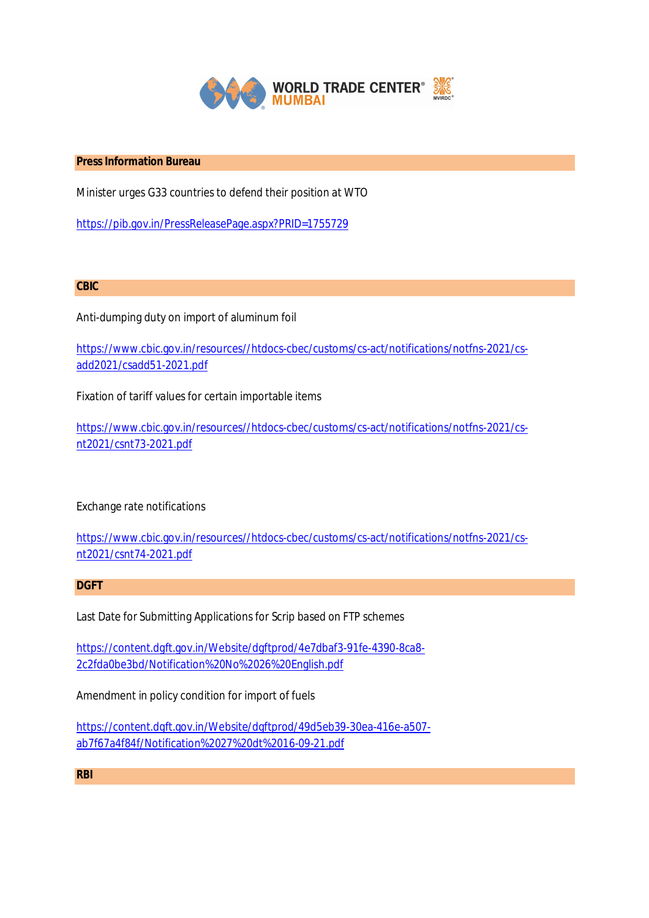**Press Information Bureau**

Minister urges G33 countries to defend their position at WTO

https://pib.gov.in/PressReleasePage.aspx?PRID=1755729

**CBIC**

Anti-dumping duty on import of aluminum foil

https://www.cbic.gov.in/resources//htdocs-cbec/customs/cs-act/notifications/notfns-2021/cs-add2021/csadd51-2021.pdf

Fixation of tariff values for certain importable items

https://www.cbic.gov.in/resources//htdocs-cbec/customs/cs-act/notifications/notfns-2021/cs-nt2021/csnt73-2021.pdf

Exchange rate notifications

https://www.cbic.gov.in/resources//htdocs-cbec/customs/cs-act/notifications/notfns-2021/cs-nt2021/csnt74-2021.pdf

**DGFT**

Last Date for Submitting Applications for Scrip based on FTP schemes

https://content.dgft.gov.in/Website/dgftprod/4e7dbaf3-91fe-4390-8ca8-2c2fda0be3bd/Notification%20No%2026%20English.pdf

Amendment in policy condition for import of fuels

https://content.dgft.gov.in/Website/dgftprod/49d5eb39-30ea-416e-a507-ab7f67a4f84f/Notification%2027%20dt%2016-09-21.pdf

**RBI**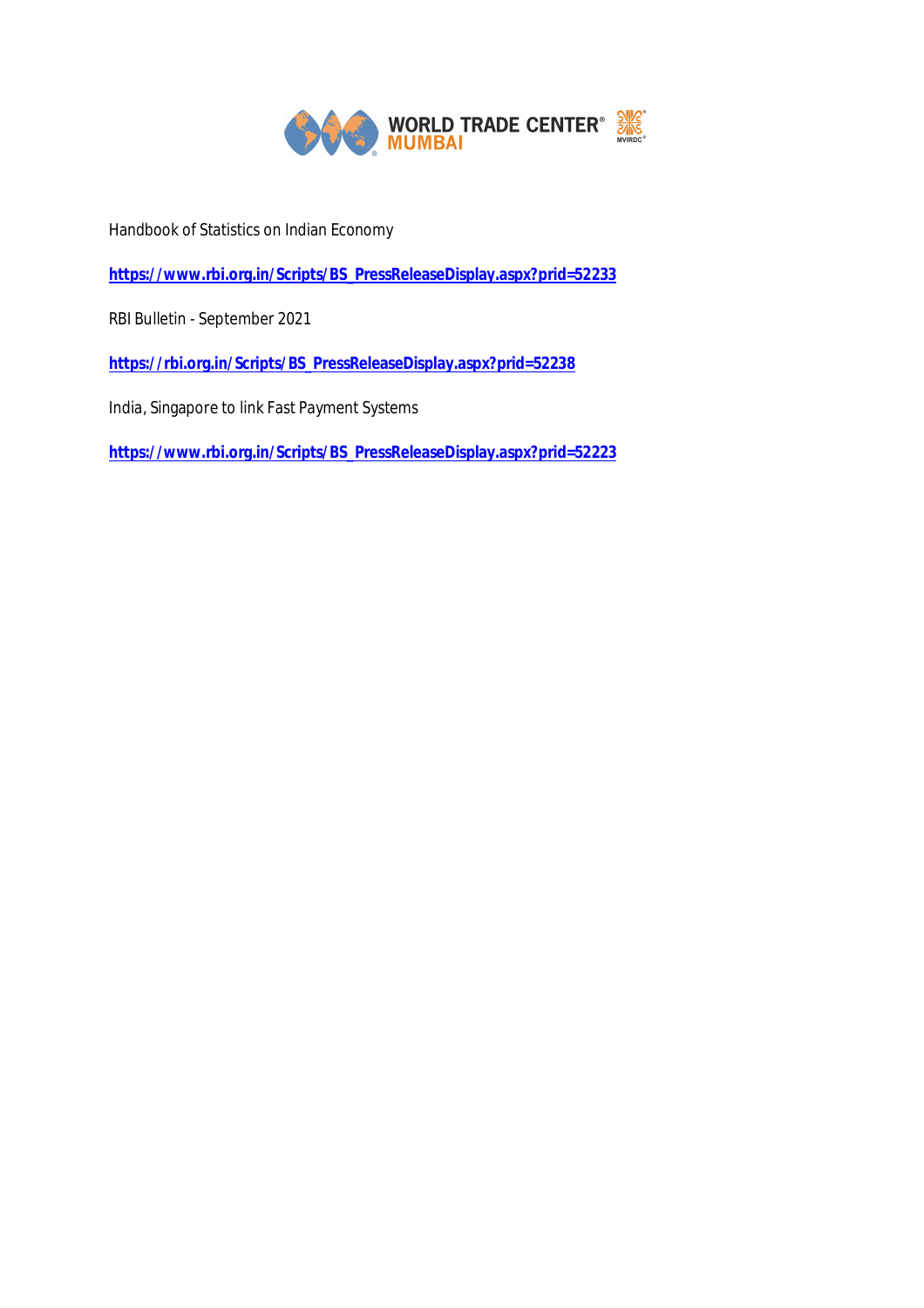Handbook of Statistics on Indian Economy

**https://www.rbi.org.in/Scripts/BS_PressReleaseDisplay.aspx?prid=52233**

RBI Bulletin - September 2021

**https://rbi.org.in/Scripts/BS_PressReleaseDisplay.aspx?prid=52238**

India, Singapore to link Fast Payment Systems

**https://www.rbi.org.in/Scripts/BS_PressReleaseDisplay.aspx?prid=52223**